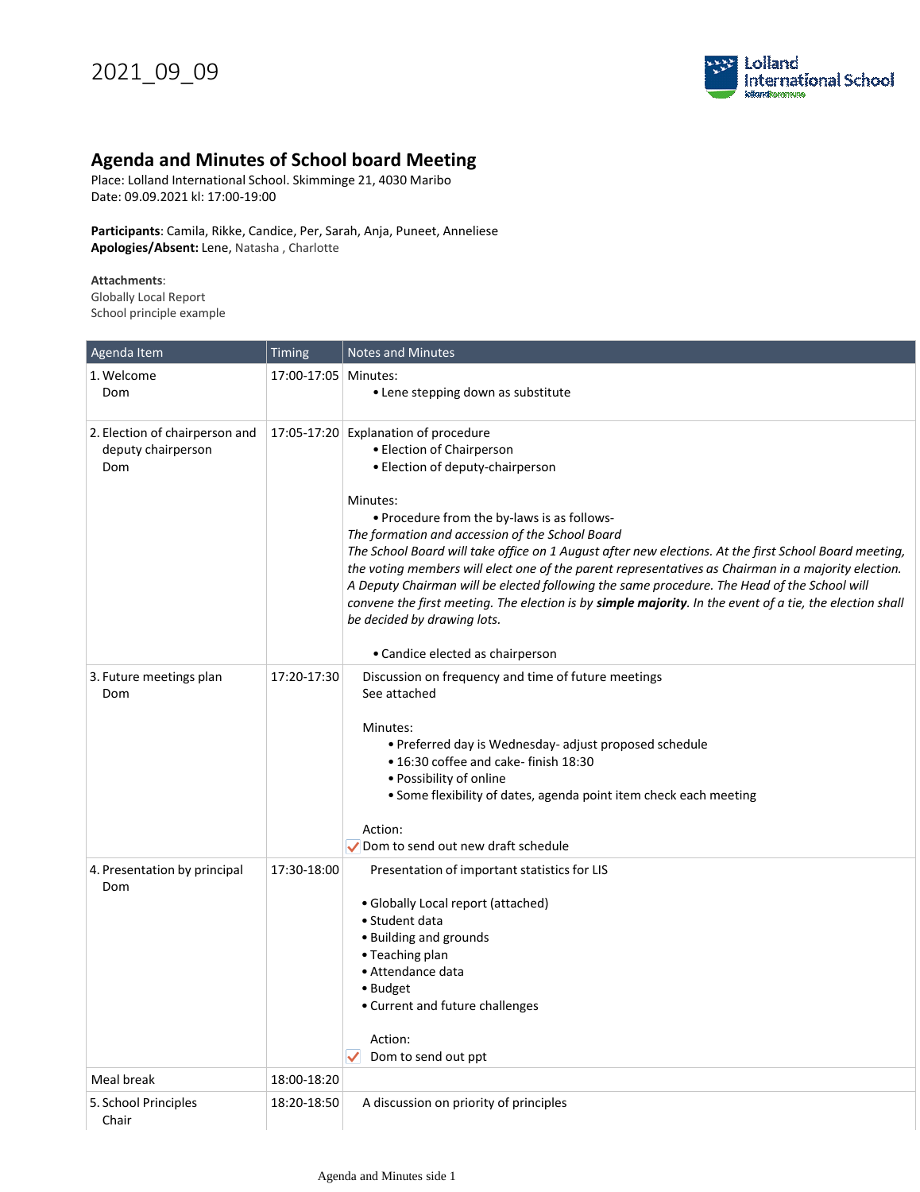2021_09_09

# Agenda and Minutes of School board Meeting

Place: Lolland International School. Skimminge 21, 4030 Maribo
Date: 09.09.2021 kl: 17:00-19:00

**Participants**: Camila, Rikke, Candice, Per, Sarah, Anja, Puneet, Anneliese
**Apologies/Absent:** Lene, Natasha , Charlotte

**Attachments**:
Globally Local Report
School principle example

| Agenda Item | Timing | Notes and Minutes |
|---|---|---|
| 1. Welcome<br>Dom | 17:00-17:05 | Minutes:<br>• Lene stepping down as substitute |
| 2. Election of chairperson and deputy chairperson<br>Dom | 17:05-17:20 | Explanation of procedure<br>• Election of Chairperson<br>• Election of deputy-chairperson<br><br>Minutes:<br>• Procedure from the by-laws is as follows-<br>*The formation and accession of the School Board*<br>*The School Board will take office on 1 August after new elections. At the first School Board meeting, the voting members will elect one of the parent representatives as Chairman in a majority election. A Deputy Chairman will be elected following the same procedure. The Head of the School will convene the first meeting. The election is by* ***simple majority****. In the event of a tie, the election shall be decided by drawing lots.*<br><br>• Candice elected as chairperson |
| 3. Future meetings plan<br>Dom | 17:20-17:30 | Discussion on frequency and time of future meetings<br>See attached<br><br>Minutes:<br>• Preferred day is Wednesday- adjust proposed schedule<br>• 16:30 coffee and cake- finish 18:30<br>• Possibility of online<br>• Some flexibility of dates, agenda point item check each meeting<br><br>Action:<br>✓ Dom to send out new draft schedule |
| 4. Presentation by principal<br>Dom | 17:30-18:00 | Presentation of important statistics for LIS<br><br>• Globally Local report (attached)<br>• Student data<br>• Building and grounds<br>• Teaching plan<br>• Attendance data<br>• Budget<br>• Current and future challenges<br><br>Action:<br>✓ Dom to send out ppt |
| Meal break | 18:00-18:20 | |
| 5. School Principles<br>Chair | 18:20-18:50 | A discussion on priority of principles |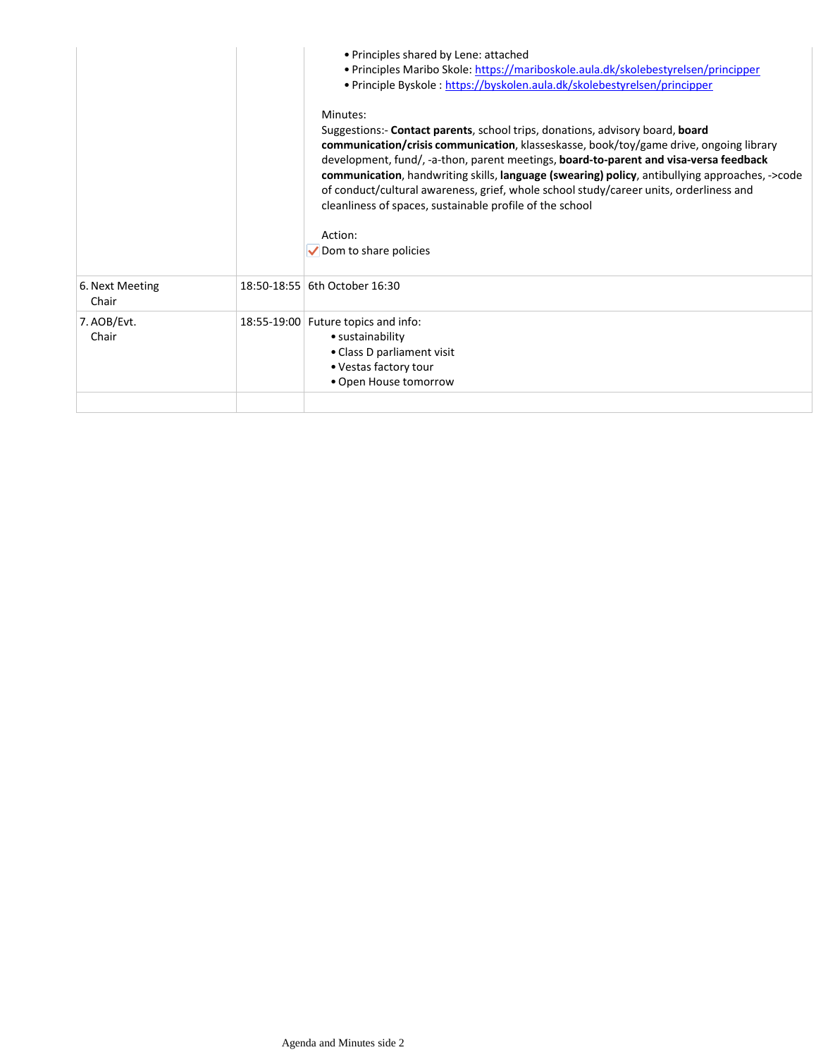| | | |
|---|---|---|
| | | • Principles shared by Lene: attached<br>• Principles Maribo Skole: https://mariboskole.aula.dk/skolebestyrelsen/principper<br>• Principle Byskole : https://byskolen.aula.dk/skolebestyrelsen/principper<br><br>Minutes:<br>Suggestions:- **Contact parents**, school trips, donations, advisory board, **board communication/crisis communication**, klasseskasse, book/toy/game drive, ongoing library development, fund/, -a-thon, parent meetings, **board-to-parent and visa-versa feedback communication**, handwriting skills, **language (swearing) policy**, antibullying approaches, ->code of conduct/cultural awareness, grief, whole school study/career units, orderliness and cleanliness of spaces, sustainable profile of the school<br><br>Action:<br>✓ Dom to share policies |
| 6. Next Meeting<br>Chair | 18:50-18:55 | 6th October 16:30 |
| 7. AOB/Evt.<br>Chair | 18:55-19:00 | Future topics and info:<br>• sustainability<br>• Class D parliament visit<br>• Vestas factory tour<br>• Open House tomorrow |
| | | |